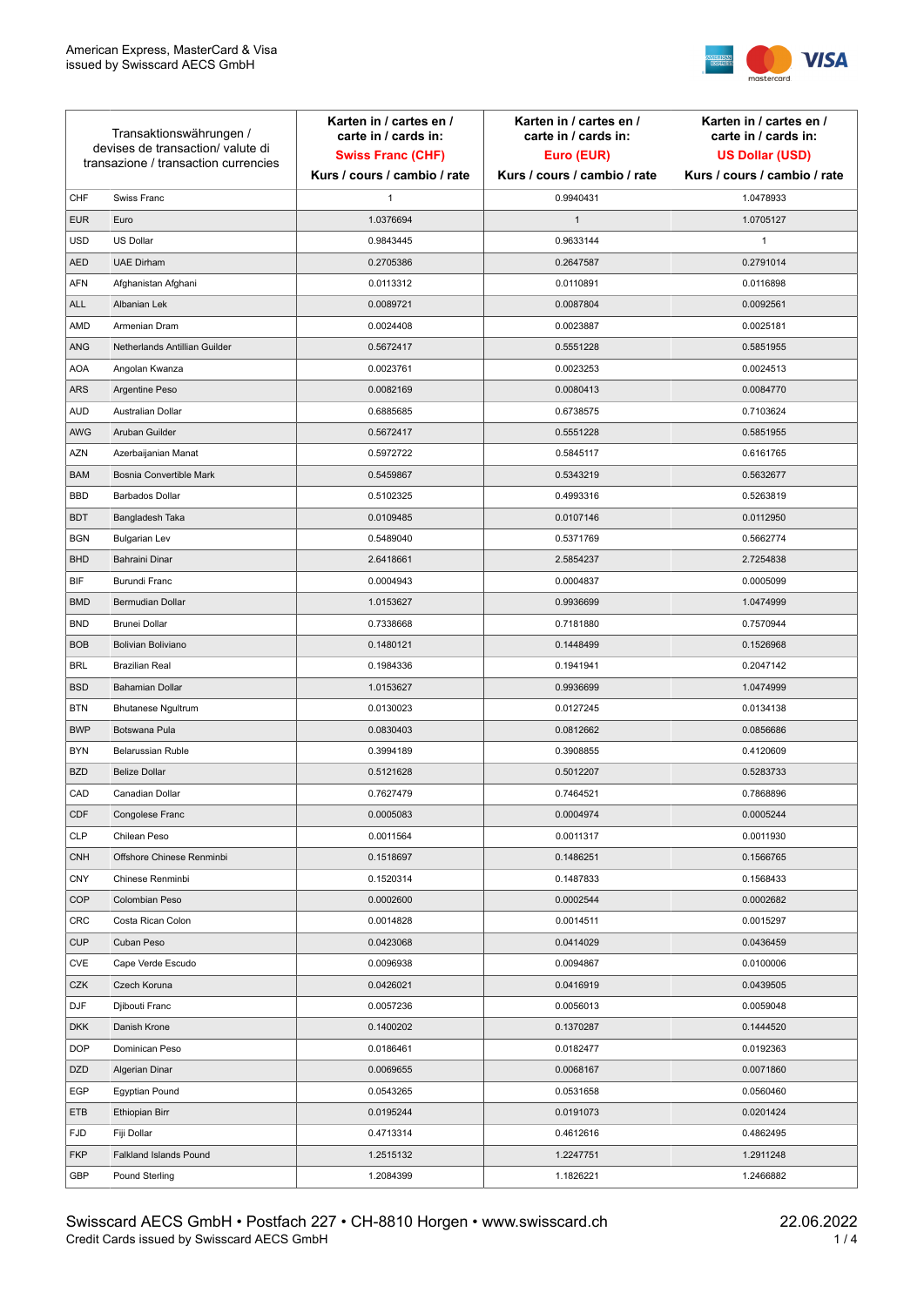American Express, MasterCard & Visa
issued by Swisscard AECS GmbH

| Transaktionswährungen / devises de transaction/ valute di transazione / transaction currencies | | Karten in / cartes en / carte in / cards in: **Swiss Franc (CHF)** Kurs / cours / cambio / rate | Karten in / cartes en / carte in / cards in: **Euro (EUR)** Kurs / cours / cambio / rate | Karten in / cartes en / carte in / cards in: **US Dollar (USD)** Kurs / cours / cambio / rate |
|---|---|---|---|---|
| CHF | Swiss Franc | 1 | 0.9940431 | 1.0478933 |
| EUR | Euro | 1.0376694 | 1 | 1.0705127 |
| USD | US Dollar | 0.9843445 | 0.9633144 | 1 |
| AED | UAE Dirham | 0.2705386 | 0.2647587 | 0.2791014 |
| AFN | Afghanistan Afghani | 0.0113312 | 0.0110891 | 0.0116898 |
| ALL | Albanian Lek | 0.0089721 | 0.0087804 | 0.0092561 |
| AMD | Armenian Dram | 0.0024408 | 0.0023887 | 0.0025181 |
| ANG | Netherlands Antillian Guilder | 0.5672417 | 0.5551228 | 0.5851955 |
| AOA | Angolan Kwanza | 0.0023761 | 0.0023253 | 0.0024513 |
| ARS | Argentine Peso | 0.0082169 | 0.0080413 | 0.0084770 |
| AUD | Australian Dollar | 0.6885685 | 0.6738575 | 0.7103624 |
| AWG | Aruban Guilder | 0.5672417 | 0.5551228 | 0.5851955 |
| AZN | Azerbaijanian Manat | 0.5972722 | 0.5845117 | 0.6161765 |
| BAM | Bosnia Convertible Mark | 0.5459867 | 0.5343219 | 0.5632677 |
| BBD | Barbados Dollar | 0.5102325 | 0.4993316 | 0.5263819 |
| BDT | Bangladesh Taka | 0.0109485 | 0.0107146 | 0.0112950 |
| BGN | Bulgarian Lev | 0.5489040 | 0.5371769 | 0.5662774 |
| BHD | Bahraini Dinar | 2.6418661 | 2.5854237 | 2.7254838 |
| BIF | Burundi Franc | 0.0004943 | 0.0004837 | 0.0005099 |
| BMD | Bermudian Dollar | 1.0153627 | 0.9936699 | 1.0474999 |
| BND | Brunei Dollar | 0.7338668 | 0.7181880 | 0.7570944 |
| BOB | Bolivian Boliviano | 0.1480121 | 0.1448499 | 0.1526968 |
| BRL | Brazilian Real | 0.1984336 | 0.1941941 | 0.2047142 |
| BSD | Bahamian Dollar | 1.0153627 | 0.9936699 | 1.0474999 |
| BTN | Bhutanese Ngultrum | 0.0130023 | 0.0127245 | 0.0134138 |
| BWP | Botswana Pula | 0.0830403 | 0.0812662 | 0.0856686 |
| BYN | Belarussian Ruble | 0.3994189 | 0.3908855 | 0.4120609 |
| BZD | Belize Dollar | 0.5121628 | 0.5012207 | 0.5283733 |
| CAD | Canadian Dollar | 0.7627479 | 0.7464521 | 0.7868896 |
| CDF | Congolese Franc | 0.0005083 | 0.0004974 | 0.0005244 |
| CLP | Chilean Peso | 0.0011564 | 0.0011317 | 0.0011930 |
| CNH | Offshore Chinese Renminbi | 0.1518697 | 0.1486251 | 0.1566765 |
| CNY | Chinese Renminbi | 0.1520314 | 0.1487833 | 0.1568433 |
| COP | Colombian Peso | 0.0002600 | 0.0002544 | 0.0002682 |
| CRC | Costa Rican Colon | 0.0014828 | 0.0014511 | 0.0015297 |
| CUP | Cuban Peso | 0.0423068 | 0.0414029 | 0.0436459 |
| CVE | Cape Verde Escudo | 0.0096938 | 0.0094867 | 0.0100006 |
| CZK | Czech Koruna | 0.0426021 | 0.0416919 | 0.0439505 |
| DJF | Djibouti Franc | 0.0057236 | 0.0056013 | 0.0059048 |
| DKK | Danish Krone | 0.1400202 | 0.1370287 | 0.1444520 |
| DOP | Dominican Peso | 0.0186461 | 0.0182477 | 0.0192363 |
| DZD | Algerian Dinar | 0.0069655 | 0.0068167 | 0.0071860 |
| EGP | Egyptian Pound | 0.0543265 | 0.0531658 | 0.0560460 |
| ETB | Ethiopian Birr | 0.0195244 | 0.0191073 | 0.0201424 |
| FJD | Fiji Dollar | 0.4713314 | 0.4612616 | 0.4862495 |
| FKP | Falkland Islands Pound | 1.2515132 | 1.2247751 | 1.2911248 |
| GBP | Pound Sterling | 1.2084399 | 1.1826221 | 1.2466882 |

Swisscard AECS GmbH • Postfach 227 • CH-8810 Horgen • www.swisscard.ch
Credit Cards issued by Swisscard AECS GmbH

22.06.2022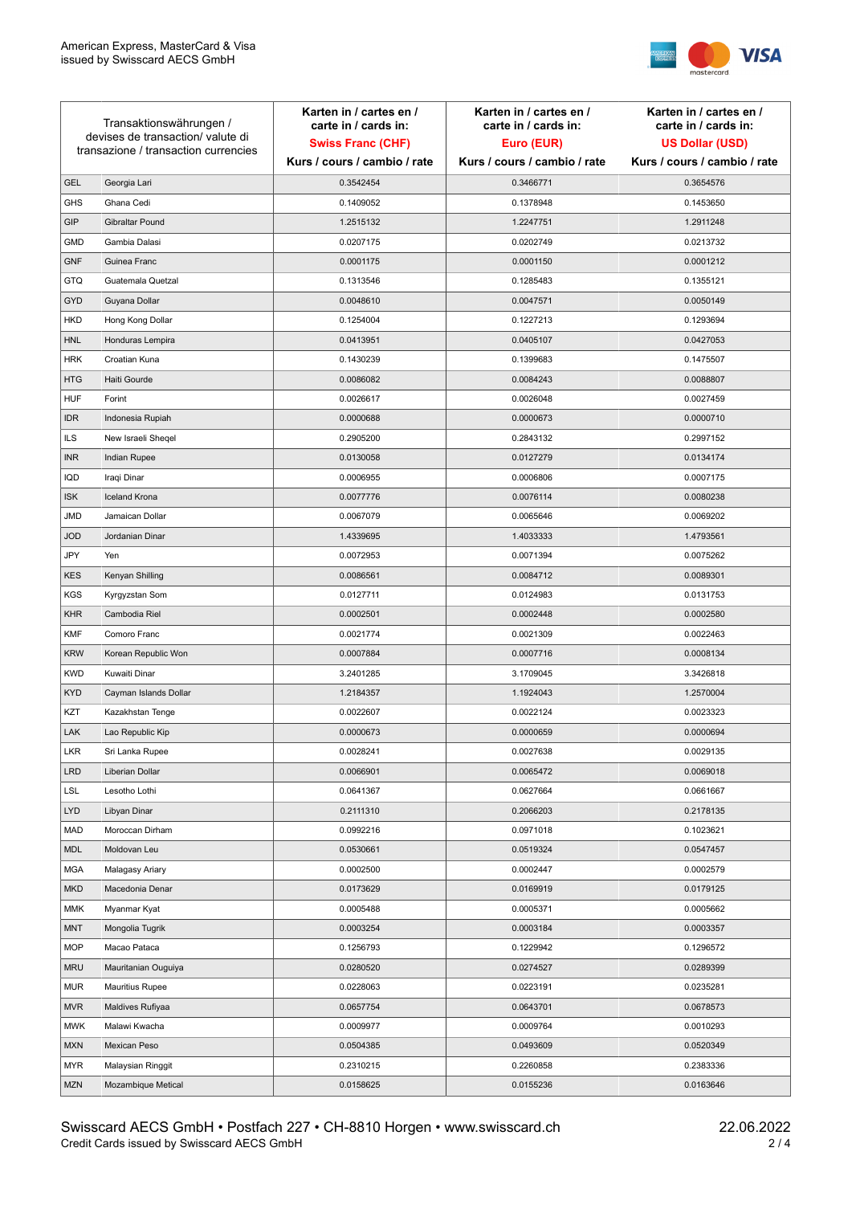| Transaktionswährungen / devises de transaction/ valute di transazione / transaction currencies | | Karten in / cartes en / carte in / cards in: **Swiss Franc (CHF)** Kurs / cours / cambio / rate | Karten in / cartes en / carte in / cards in: **Euro (EUR)** Kurs / cours / cambio / rate | Karten in / cartes en / carte in / cards in: **US Dollar (USD)** Kurs / cours / cambio / rate |
|---|---|---|---|---|
| GEL | Georgia Lari | 0.3542454 | 0.3466771 | 0.3654576 |
| GHS | Ghana Cedi | 0.1409052 | 0.1378948 | 0.1453650 |
| GIP | Gibraltar Pound | 1.2515132 | 1.2247751 | 1.2911248 |
| GMD | Gambia Dalasi | 0.0207175 | 0.0202749 | 0.0213732 |
| GNF | Guinea Franc | 0.0001175 | 0.0001150 | 0.0001212 |
| GTQ | Guatemala Quetzal | 0.1313546 | 0.1285483 | 0.1355121 |
| GYD | Guyana Dollar | 0.0048610 | 0.0047571 | 0.0050149 |
| HKD | Hong Kong Dollar | 0.1254004 | 0.1227213 | 0.1293694 |
| HNL | Honduras Lempira | 0.0413951 | 0.0405107 | 0.0427053 |
| HRK | Croatian Kuna | 0.1430239 | 0.1399683 | 0.1475507 |
| HTG | Haiti Gourde | 0.0086082 | 0.0084243 | 0.0088807 |
| HUF | Forint | 0.0026617 | 0.0026048 | 0.0027459 |
| IDR | Indonesia Rupiah | 0.0000688 | 0.0000673 | 0.0000710 |
| ILS | New Israeli Sheqel | 0.2905200 | 0.2843132 | 0.2997152 |
| INR | Indian Rupee | 0.0130058 | 0.0127279 | 0.0134174 |
| IQD | Iraqi Dinar | 0.0006955 | 0.0006806 | 0.0007175 |
| ISK | Iceland Krona | 0.0077776 | 0.0076114 | 0.0080238 |
| JMD | Jamaican Dollar | 0.0067079 | 0.0065646 | 0.0069202 |
| JOD | Jordanian Dinar | 1.4339695 | 1.4033333 | 1.4793561 |
| JPY | Yen | 0.0072953 | 0.0071394 | 0.0075262 |
| KES | Kenyan Shilling | 0.0086561 | 0.0084712 | 0.0089301 |
| KGS | Kyrgyzstan Som | 0.0127711 | 0.0124983 | 0.0131753 |
| KHR | Cambodia Riel | 0.0002501 | 0.0002448 | 0.0002580 |
| KMF | Comoro Franc | 0.0021774 | 0.0021309 | 0.0022463 |
| KRW | Korean Republic Won | 0.0007884 | 0.0007716 | 0.0008134 |
| KWD | Kuwaiti Dinar | 3.2401285 | 3.1709045 | 3.3426818 |
| KYD | Cayman Islands Dollar | 1.2184357 | 1.1924043 | 1.2570004 |
| KZT | Kazakhstan Tenge | 0.0022607 | 0.0022124 | 0.0023323 |
| LAK | Lao Republic Kip | 0.0000673 | 0.0000659 | 0.0000694 |
| LKR | Sri Lanka Rupee | 0.0028241 | 0.0027638 | 0.0029135 |
| LRD | Liberian Dollar | 0.0066901 | 0.0065472 | 0.0069018 |
| LSL | Lesotho Lothi | 0.0641367 | 0.0627664 | 0.0661667 |
| LYD | Libyan Dinar | 0.2111310 | 0.2066203 | 0.2178135 |
| MAD | Moroccan Dirham | 0.0992216 | 0.0971018 | 0.1023621 |
| MDL | Moldovan Leu | 0.0530661 | 0.0519324 | 0.0547457 |
| MGA | Malagasy Ariary | 0.0002500 | 0.0002447 | 0.0002579 |
| MKD | Macedonia Denar | 0.0173629 | 0.0169919 | 0.0179125 |
| MMK | Myanmar Kyat | 0.0005488 | 0.0005371 | 0.0005662 |
| MNT | Mongolia Tugrik | 0.0003254 | 0.0003184 | 0.0003357 |
| MOP | Macao Pataca | 0.1256793 | 0.1229942 | 0.1296572 |
| MRU | Mauritanian Ouguiya | 0.0280520 | 0.0274527 | 0.0289399 |
| MUR | Mauritius Rupee | 0.0228063 | 0.0223191 | 0.0235281 |
| MVR | Maldives Rufiyaa | 0.0657754 | 0.0643701 | 0.0678573 |
| MWK | Malawi Kwacha | 0.0009977 | 0.0009764 | 0.0010293 |
| MXN | Mexican Peso | 0.0504385 | 0.0493609 | 0.0520349 |
| MYR | Malaysian Ringgit | 0.2310215 | 0.2260858 | 0.2383336 |
| MZN | Mozambique Metical | 0.0158625 | 0.0155236 | 0.0163646 |

Swisscard AECS GmbH • Postfach 227 • CH-8810 Horgen • www.swisscard.ch
Credit Cards issued by Swisscard AECS GmbH

22.06.2022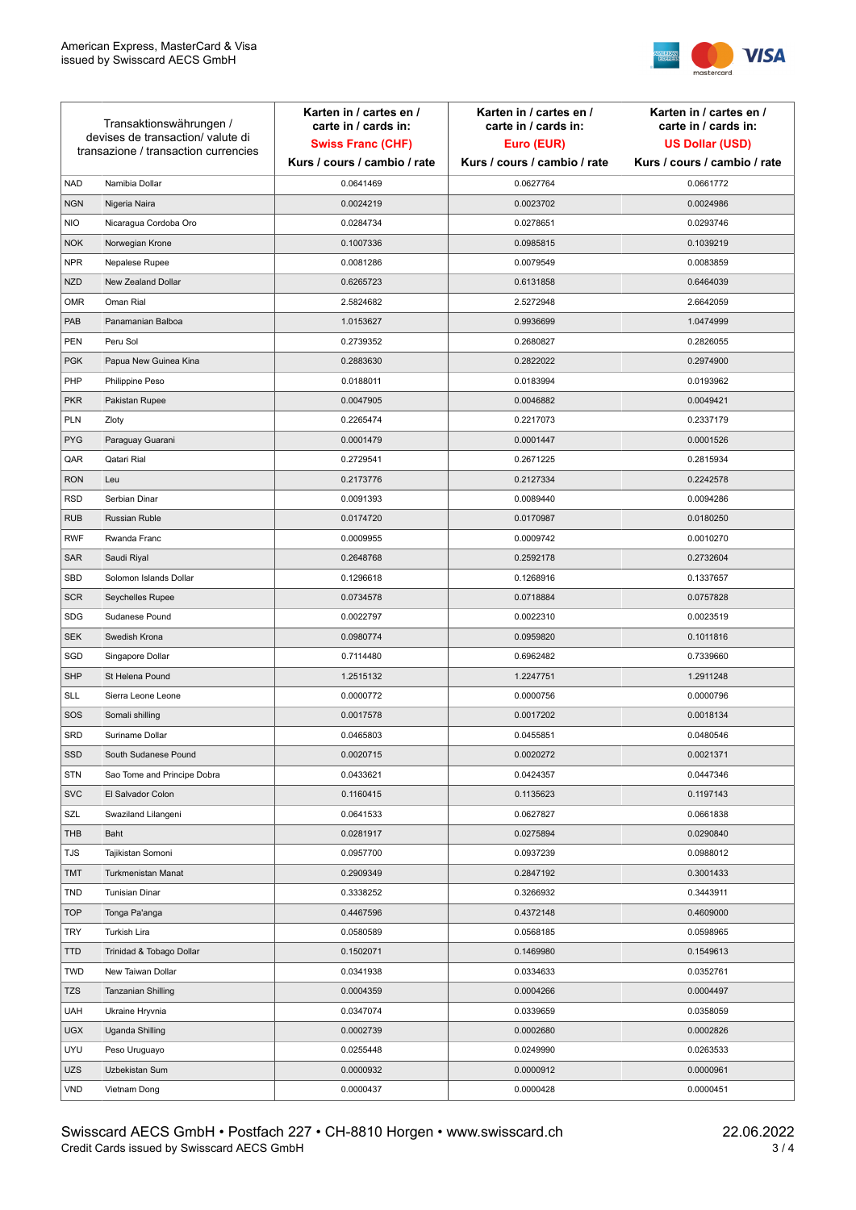| Transaktionswährungen / devises de transaction/ valute di transazione / transaction currencies | | Karten in / cartes en / carte in / cards in: **Swiss Franc (CHF)** Kurs / cours / cambio / rate | Karten in / cartes en / carte in / cards in: **Euro (EUR)** Kurs / cours / cambio / rate | Karten in / cartes en / carte in / cards in: **US Dollar (USD)** Kurs / cours / cambio / rate |
|---|---|---|---|---|
| NAD | Namibia Dollar | 0.0641469 | 0.0627764 | 0.0661772 |
| NGN | Nigeria Naira | 0.0024219 | 0.0023702 | 0.0024986 |
| NIO | Nicaragua Cordoba Oro | 0.0284734 | 0.0278651 | 0.0293746 |
| NOK | Norwegian Krone | 0.1007336 | 0.0985815 | 0.1039219 |
| NPR | Nepalese Rupee | 0.0081286 | 0.0079549 | 0.0083859 |
| NZD | New Zealand Dollar | 0.6265723 | 0.6131858 | 0.6464039 |
| OMR | Oman Rial | 2.5824682 | 2.5272948 | 2.6642059 |
| PAB | Panamanian Balboa | 1.0153627 | 0.9936699 | 1.0474999 |
| PEN | Peru Sol | 0.2739352 | 0.2680827 | 0.2826055 |
| PGK | Papua New Guinea Kina | 0.2883630 | 0.2822022 | 0.2974900 |
| PHP | Philippine Peso | 0.0188011 | 0.0183994 | 0.0193962 |
| PKR | Pakistan Rupee | 0.0047905 | 0.0046882 | 0.0049421 |
| PLN | Zloty | 0.2265474 | 0.2217073 | 0.2337179 |
| PYG | Paraguay Guarani | 0.0001479 | 0.0001447 | 0.0001526 |
| QAR | Qatari Rial | 0.2729541 | 0.2671225 | 0.2815934 |
| RON | Leu | 0.2173776 | 0.2127334 | 0.2242578 |
| RSD | Serbian Dinar | 0.0091393 | 0.0089440 | 0.0094286 |
| RUB | Russian Ruble | 0.0174720 | 0.0170987 | 0.0180250 |
| RWF | Rwanda Franc | 0.0009955 | 0.0009742 | 0.0010270 |
| SAR | Saudi Riyal | 0.2648768 | 0.2592178 | 0.2732604 |
| SBD | Solomon Islands Dollar | 0.1296618 | 0.1268916 | 0.1337657 |
| SCR | Seychelles Rupee | 0.0734578 | 0.0718884 | 0.0757828 |
| SDG | Sudanese Pound | 0.0022797 | 0.0022310 | 0.0023519 |
| SEK | Swedish Krona | 0.0980774 | 0.0959820 | 0.1011816 |
| SGD | Singapore Dollar | 0.7114480 | 0.6962482 | 0.7339660 |
| SHP | St Helena Pound | 1.2515132 | 1.2247751 | 1.2911248 |
| SLL | Sierra Leone Leone | 0.0000772 | 0.0000756 | 0.0000796 |
| SOS | Somali shilling | 0.0017578 | 0.0017202 | 0.0018134 |
| SRD | Suriname Dollar | 0.0465803 | 0.0455851 | 0.0480546 |
| SSD | South Sudanese Pound | 0.0020715 | 0.0020272 | 0.0021371 |
| STN | Sao Tome and Principe Dobra | 0.0433621 | 0.0424357 | 0.0447346 |
| SVC | El Salvador Colon | 0.1160415 | 0.1135623 | 0.1197143 |
| SZL | Swaziland Lilangeni | 0.0641533 | 0.0627827 | 0.0661838 |
| THB | Baht | 0.0281917 | 0.0275894 | 0.0290840 |
| TJS | Tajikistan Somoni | 0.0957700 | 0.0937239 | 0.0988012 |
| TMT | Turkmenistan Manat | 0.2909349 | 0.2847192 | 0.3001433 |
| TND | Tunisian Dinar | 0.3338252 | 0.3266932 | 0.3443911 |
| TOP | Tonga Pa'anga | 0.4467596 | 0.4372148 | 0.4609000 |
| TRY | Turkish Lira | 0.0580589 | 0.0568185 | 0.0598965 |
| TTD | Trinidad & Tobago Dollar | 0.1502071 | 0.1469980 | 0.1549613 |
| TWD | New Taiwan Dollar | 0.0341938 | 0.0334633 | 0.0352761 |
| TZS | Tanzanian Shilling | 0.0004359 | 0.0004266 | 0.0004497 |
| UAH | Ukraine Hryvnia | 0.0347074 | 0.0339659 | 0.0358059 |
| UGX | Uganda Shilling | 0.0002739 | 0.0002680 | 0.0002826 |
| UYU | Peso Uruguayo | 0.0255448 | 0.0249990 | 0.0263533 |
| UZS | Uzbekistan Sum | 0.0000932 | 0.0000912 | 0.0000961 |
| VND | Vietnam Dong | 0.0000437 | 0.0000428 | 0.0000451 |

Swisscard AECS GmbH • Postfach 227 • CH-8810 Horgen • www.swisscard.ch
Credit Cards issued by Swisscard AECS GmbH

22.06.2022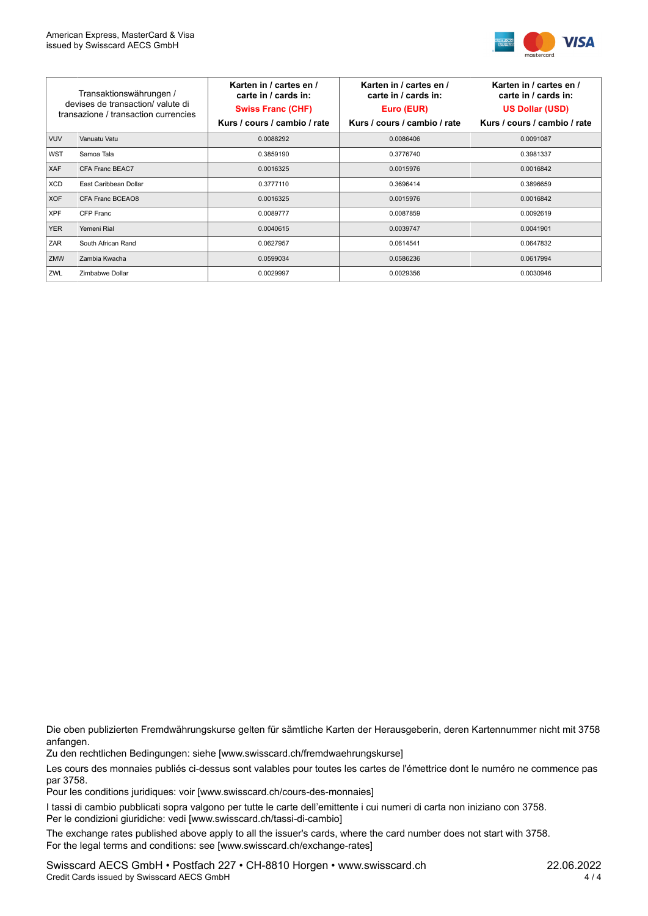| Transaktionswährungen / devises de transaction/ valute di transazione / transaction currencies | | Karten in / cartes en / carte in / cards in: **Swiss Franc (CHF)** Kurs / cours / cambio / rate | Karten in / cartes en / carte in / cards in: **Euro (EUR)** Kurs / cours / cambio / rate | Karten in / cartes en / carte in / cards in: **US Dollar (USD)** Kurs / cours / cambio / rate |
|---|---|---|---|---|
| VUV | Vanuatu Vatu | 0.0088292 | 0.0086406 | 0.0091087 |
| WST | Samoa Tala | 0.3859190 | 0.3776740 | 0.3981337 |
| XAF | CFA Franc BEAC7 | 0.0016325 | 0.0015976 | 0.0016842 |
| XCD | East Caribbean Dollar | 0.3777110 | 0.3696414 | 0.3896659 |
| XOF | CFA Franc BCEAO8 | 0.0016325 | 0.0015976 | 0.0016842 |
| XPF | CFP Franc | 0.0089777 | 0.0087859 | 0.0092619 |
| YER | Yemeni Rial | 0.0040615 | 0.0039747 | 0.0041901 |
| ZAR | South African Rand | 0.0627957 | 0.0614541 | 0.0647832 |
| ZMW | Zambia Kwacha | 0.0599034 | 0.0586236 | 0.0617994 |
| ZWL | Zimbabwe Dollar | 0.0029997 | 0.0029356 | 0.0030946 |

Die oben publizierten Fremdwährungskurse gelten für sämtliche Karten der Herausgeberin, deren Kartennummer nicht mit 3758 anfangen.
Zu den rechtlichen Bedingungen: siehe [www.swisscard.ch/fremdwaehrungskurse]

Les cours des monnaies publiés ci-dessus sont valables pour toutes les cartes de l'émettrice dont le numéro ne commence pas par 3758.
Pour les conditions juridiques: voir [www.swisscard.ch/cours-des-monnaies]

I tassi di cambio pubblicati sopra valgono per tutte le carte dell'emittente i cui numeri di carta non iniziano con 3758.
Per le condizioni giuridiche: vedi [www.swisscard.ch/tassi-di-cambio]

The exchange rates published above apply to all the issuer's cards, where the card number does not start with 3758.
For the legal terms and conditions: see [www.swisscard.ch/exchange-rates]

Swisscard AECS GmbH • Postfach 227 • CH-8810 Horgen • www.swisscard.ch
Credit Cards issued by Swisscard AECS GmbH

22.06.2022